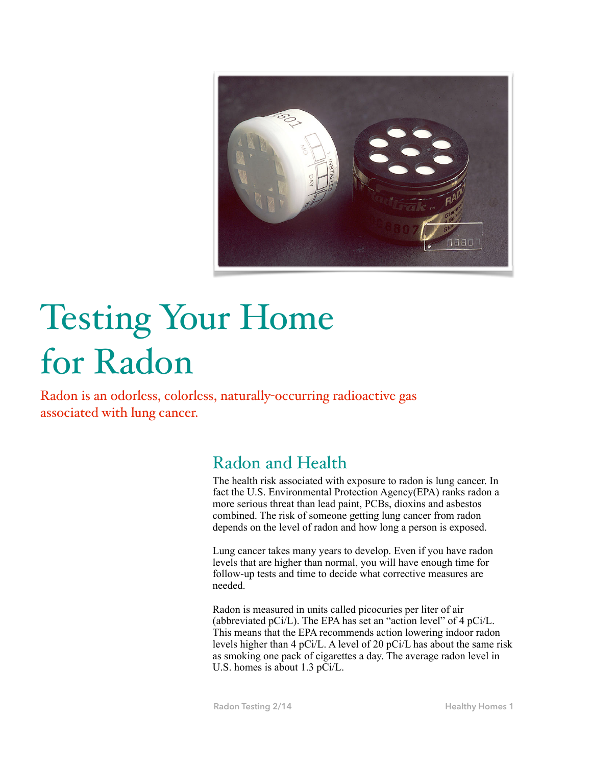# Testing Your Home for Radon

Radon is an odorless, colorless, naturally-occurring radioactive gas associated with lung cancer.

## Radon and Health

The health risk associated with exposure to radon is lung cancer. In fact the U.S. Environmental Protection Agency(EPA) ranks radon a more serious threat than lead paint, PCBs, dioxins and asbestos combined. The risk of someone getting lung cancer from radon depends on the level of radon and how long a person is exposed.

Lung cancer takes many years to develop. Even if you have radon levels that are higher than normal, you will have enough time for follow-up tests and time to decide what corrective measures are needed.

Radon is measured in units called picocuries per liter of air (abbreviated pCi/L). The EPA has set an "action level" of 4 pCi/L. This means that the EPA recommends action lowering indoor radon levels higher than 4 pCi/L. A level of 20 pCi/L has about the same risk as smoking one pack of cigarettes a day. The average radon level in U.S. homes is about 1.3 pCi/L.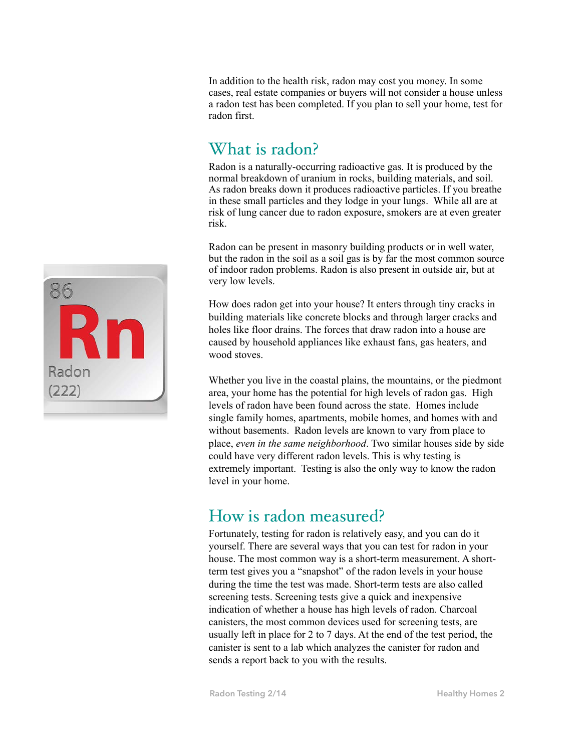In addition to the health risk, radon may cost you money. In some cases, real estate companies or buyers will not consider a house unless a radon test has been completed. If you plan to sell your home, test for radon first.

## What is radon?

Radon is a naturally-occurring radioactive gas. It is produced by the normal breakdown of uranium in rocks, building materials, and soil. As radon breaks down it produces radioactive particles. If you breathe in these small particles and they lodge in your lungs. While all are at risk of lung cancer due to radon exposure, smokers are at even greater risk.

Radon can be present in masonry building products or in well water, but the radon in the soil as a soil gas is by far the most common source of indoor radon problems. Radon is also present in outside air, but at very low levels.

How does radon get into your house? It enters through tiny cracks in building materials like concrete blocks and through larger cracks and holes like floor drains. The forces that draw radon into a house are caused by household appliances like exhaust fans, gas heaters, and wood stoves.

Whether you live in the coastal plains, the mountains, or the piedmont area, your home has the potential for high levels of radon gas. High levels of radon have been found across the state. Homes include single family homes, apartments, mobile homes, and homes with and without basements. Radon levels are known to vary from place to place, *even in the same neighborhood*. Two similar houses side by side could have very different radon levels. This is why testing is extremely important. Testing is also the only way to know the radon level in your home.

## How is radon measured?

Fortunately, testing for radon is relatively easy, and you can do it yourself. There are several ways that you can test for radon in your house. The most common way is a short-term measurement. A short-term test gives you a "snapshot" of the radon levels in your house during the time the test was made. Short-term tests are also called screening tests. Screening tests give a quick and inexpensive indication of whether a house has high levels of radon. Charcoal canisters, the most common devices used for screening tests, are usually left in place for 2 to 7 days. At the end of the test period, the canister is sent to a lab which analyzes the canister for radon and sends a report back to you with the results.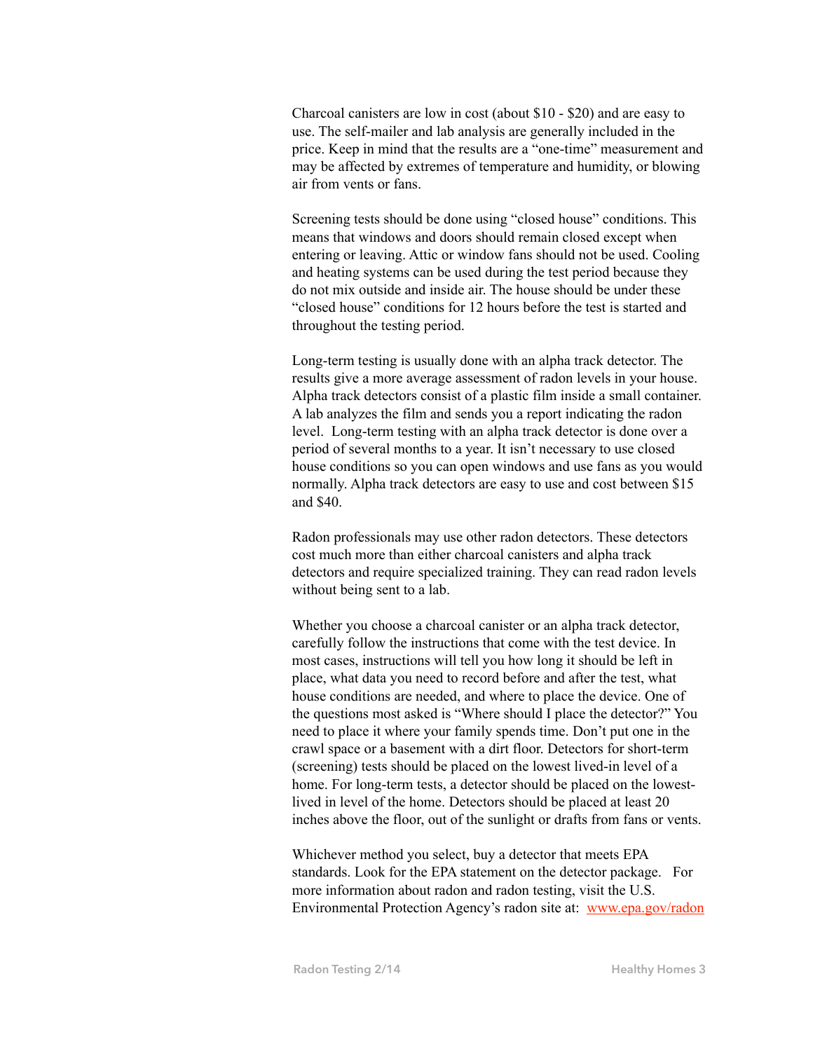Charcoal canisters are low in cost (about $10 - $20) and are easy to use. The self-mailer and lab analysis are generally included in the price. Keep in mind that the results are a "one-time" measurement and may be affected by extremes of temperature and humidity, or blowing air from vents or fans.

Screening tests should be done using "closed house" conditions. This means that windows and doors should remain closed except when entering or leaving. Attic or window fans should not be used. Cooling and heating systems can be used during the test period because they do not mix outside and inside air. The house should be under these "closed house" conditions for 12 hours before the test is started and throughout the testing period.

Long-term testing is usually done with an alpha track detector. The results give a more average assessment of radon levels in your house. Alpha track detectors consist of a plastic film inside a small container. A lab analyzes the film and sends you a report indicating the radon level. Long-term testing with an alpha track detector is done over a period of several months to a year. It isn't necessary to use closed house conditions so you can open windows and use fans as you would normally. Alpha track detectors are easy to use and cost between $15 and $40.

Radon professionals may use other radon detectors. These detectors cost much more than either charcoal canisters and alpha track detectors and require specialized training. They can read radon levels without being sent to a lab.

Whether you choose a charcoal canister or an alpha track detector, carefully follow the instructions that come with the test device. In most cases, instructions will tell you how long it should be left in place, what data you need to record before and after the test, what house conditions are needed, and where to place the device. One of the questions most asked is "Where should I place the detector?" You need to place it where your family spends time. Don't put one in the crawl space or a basement with a dirt floor. Detectors for short-term (screening) tests should be placed on the lowest lived-in level of a home. For long-term tests, a detector should be placed on the lowest-lived in level of the home. Detectors should be placed at least 20 inches above the floor, out of the sunlight or drafts from fans or vents.

Whichever method you select, buy a detector that meets EPA standards. Look for the EPA statement on the detector package. For more information about radon and radon testing, visit the U.S. Environmental Protection Agency's radon site at: [www.epa.gov/radon](http://www.epa.gov/radon)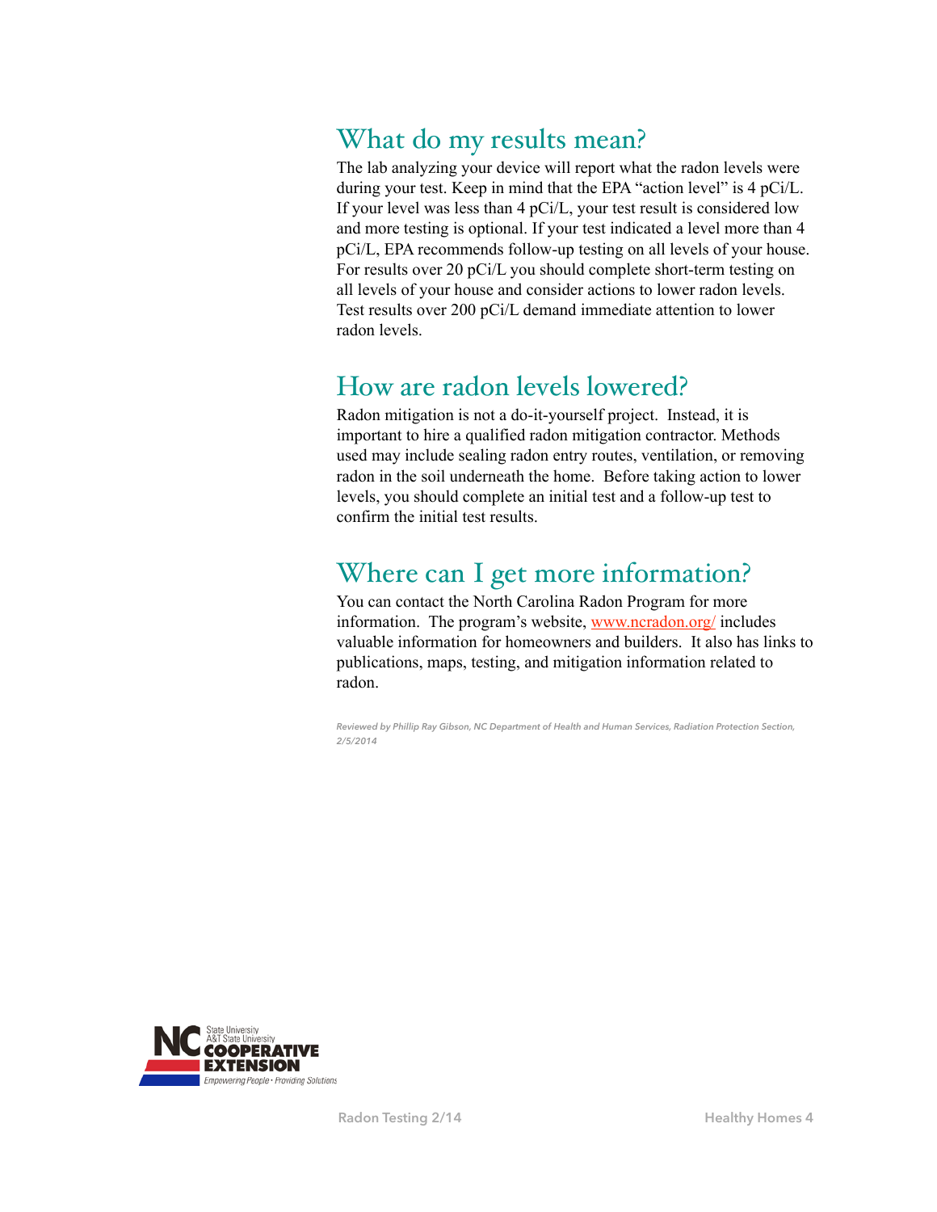## What do my results mean?

The lab analyzing your device will report what the radon levels were during your test. Keep in mind that the EPA "action level" is 4 pCi/L. If your level was less than 4 pCi/L, your test result is considered low and more testing is optional. If your test indicated a level more than 4 pCi/L, EPA recommends follow-up testing on all levels of your house. For results over 20 pCi/L you should complete short-term testing on all levels of your house and consider actions to lower radon levels. Test results over 200 pCi/L demand immediate attention to lower radon levels.

## How are radon levels lowered?

Radon mitigation is not a do-it-yourself project. Instead, it is important to hire a qualified radon mitigation contractor. Methods used may include sealing radon entry routes, ventilation, or removing radon in the soil underneath the home. Before taking action to lower levels, you should complete an initial test and a follow-up test to confirm the initial test results.

## Where can I get more information?

You can contact the North Carolina Radon Program for more information. The program's website, [www.ncradon.org/](www.ncradon.org/) includes valuable information for homeowners and builders. It also has links to publications, maps, testing, and mitigation information related to radon.

*Reviewed by Phillip Ray Gibson, NC Department of Health and Human Services, Radiation Protection Section, 2/5/2014*

NC State University
A&T State University
COOPERATIVE EXTENSION
Empowering People · Providing Solutions